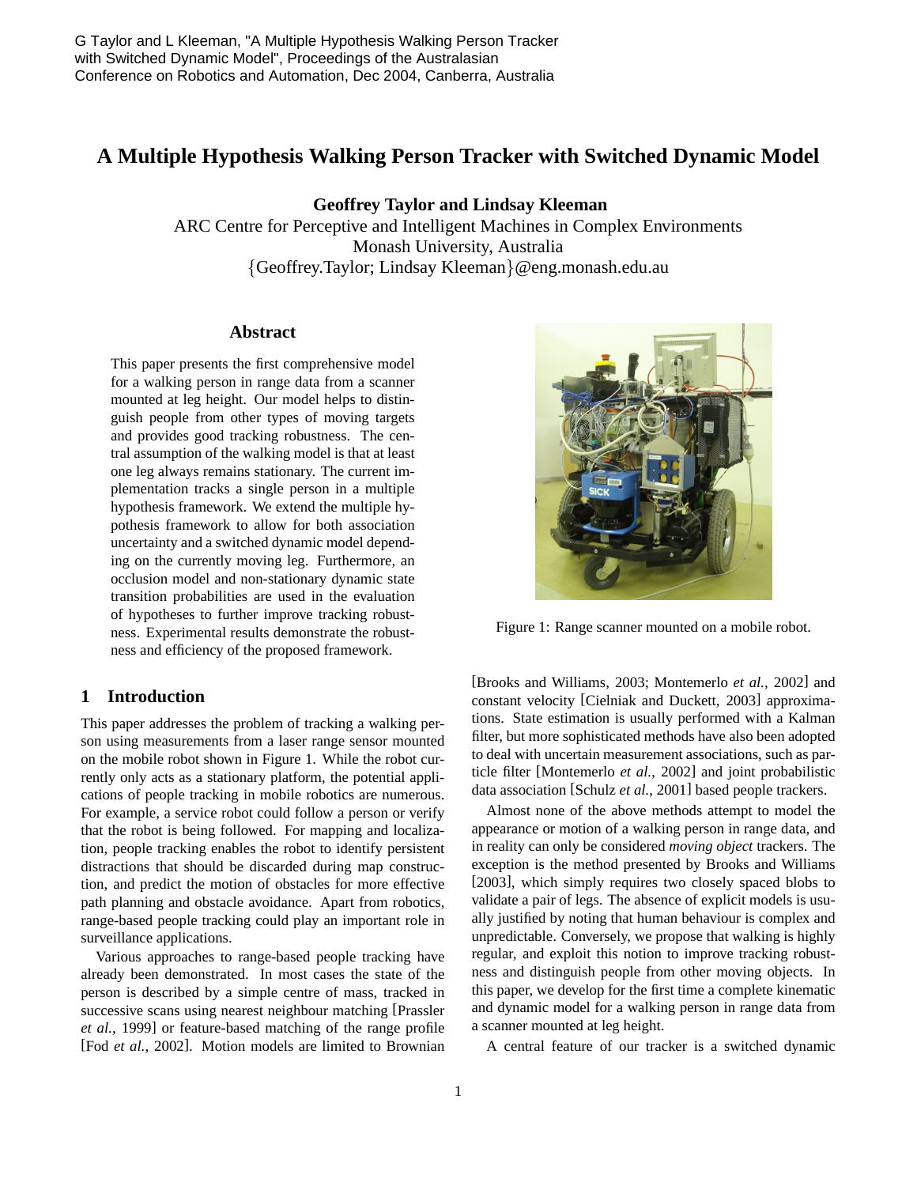G Taylor and L Kleeman, "A Multiple Hypothesis Walking Person Tracker with Switched Dynamic Model", Proceedings of the Australasian Conference on Robotics and Automation, Dec 2004, Canberra, Australia

# A Multiple Hypothesis Walking Person Tracker with Switched Dynamic Model

**Geoffrey Taylor and Lindsay Kleeman**
ARC Centre for Perceptive and Intelligent Machines in Complex Environments
Monash University, Australia
{Geoffrey.Taylor; Lindsay Kleeman}@eng.monash.edu.au

## Abstract

This paper presents the first comprehensive model for a walking person in range data from a scanner mounted at leg height. Our model helps to distinguish people from other types of moving targets and provides good tracking robustness. The central assumption of the walking model is that at least one leg always remains stationary. The current implementation tracks a single person in a multiple hypothesis framework. We extend the multiple hypothesis framework to allow for both association uncertainty and a switched dynamic model depending on the currently moving leg. Furthermore, an occlusion model and non-stationary dynamic state transition probabilities are used in the evaluation of hypotheses to further improve tracking robustness. Experimental results demonstrate the robustness and efficiency of the proposed framework.

Figure 1: Range scanner mounted on a mobile robot.

## 1 Introduction

This paper addresses the problem of tracking a walking person using measurements from a laser range sensor mounted on the mobile robot shown in Figure 1. While the robot currently only acts as a stationary platform, the potential applications of people tracking in mobile robotics are numerous. For example, a service robot could follow a person or verify that the robot is being followed. For mapping and localization, people tracking enables the robot to identify persistent distractions that should be discarded during map construction, and predict the motion of obstacles for more effective path planning and obstacle avoidance. Apart from robotics, range-based people tracking could play an important role in surveillance applications.

Various approaches to range-based people tracking have already been demonstrated. In most cases the state of the person is described by a simple centre of mass, tracked in successive scans using nearest neighbour matching [Prassler *et al.*, 1999] or feature-based matching of the range profile [Fod *et al.*, 2002]. Motion models are limited to Brownian [Brooks and Williams, 2003; Montemerlo *et al.*, 2002] and constant velocity [Cielniak and Duckett, 2003] approximations. State estimation is usually performed with a Kalman filter, but more sophisticated methods have also been adopted to deal with uncertain measurement associations, such as particle filter [Montemerlo *et al.*, 2002] and joint probabilistic data association [Schulz *et al.*, 2001] based people trackers.

Almost none of the above methods attempt to model the appearance or motion of a walking person in range data, and in reality can only be considered *moving object* trackers. The exception is the method presented by Brooks and Williams [2003], which simply requires two closely spaced blobs to validate a pair of legs. The absence of explicit models is usually justified by noting that human behaviour is complex and unpredictable. Conversely, we propose that walking is highly regular, and exploit this notion to improve tracking robustness and distinguish people from other moving objects. In this paper, we develop for the first time a complete kinematic and dynamic model for a walking person in range data from a scanner mounted at leg height.

A central feature of our tracker is a switched dynamic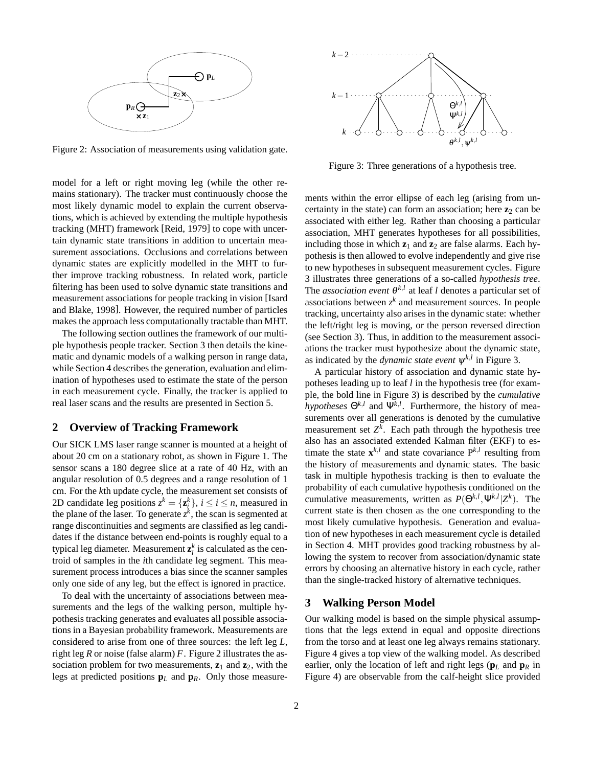Figure 2: Association of measurements using validation gate.

Figure 3: Three generations of a hypothesis tree.

model for a left or right moving leg (while the other remains stationary). The tracker must continuously choose the most likely dynamic model to explain the current observations, which is achieved by extending the multiple hypothesis tracking (MHT) framework [Reid, 1979] to cope with uncertain dynamic state transitions in addition to uncertain measurement associations. Occlusions and correlations between dynamic states are explicitly modelled in the MHT to further improve tracking robustness. In related work, particle filtering has been used to solve dynamic state transitions and measurement associations for people tracking in vision [Isard and Blake, 1998]. However, the required number of particles makes the approach less computationally tractable than MHT.

The following section outlines the framework of our multiple hypothesis people tracker. Section 3 then details the kinematic and dynamic models of a walking person in range data, while Section 4 describes the generation, evaluation and elimination of hypotheses used to estimate the state of the person in each measurement cycle. Finally, the tracker is applied to real laser scans and the results are presented in Section 5.

## 2 Overview of Tracking Framework

Our SICK LMS laser range scanner is mounted at a height of about 20 cm on a stationary robot, as shown in Figure 1. The sensor scans a 180 degree slice at a rate of 40 Hz, with an angular resolution of 0.5 degrees and a range resolution of 1 cm. For the $k$th update cycle, the measurement set consists of 2D candidate leg positions $z^k = \{\mathbf{z}_i^k\}$, $i \leq i \leq n$, measured in the plane of the laser. To generate $z^k$, the scan is segmented at range discontinuities and segments are classified as leg candidates if the distance between end-points is roughly equal to a typical leg diameter. Measurement $\mathbf{z}_i^k$ is calculated as the centroid of samples in the $i$th candidate leg segment. This measurement process introduces a bias since the scanner samples only one side of any leg, but the effect is ignored in practice.

To deal with the uncertainty of associations between measurements and the legs of the walking person, multiple hypothesis tracking generates and evaluates all possible associations in a Bayesian probability framework. Measurements are considered to arise from one of three sources: the left leg $L$, right leg $R$ or noise (false alarm) $F$. Figure 2 illustrates the association problem for two measurements, $\mathbf{z}_1$ and $\mathbf{z}_2$, with the legs at predicted positions $\mathbf{p}_L$ and $\mathbf{p}_R$. Only those measurements within the error ellipse of each leg (arising from uncertainty in the state) can form an association; here $\mathbf{z}_2$ can be associated with either leg. Rather than choosing a particular association, MHT generates hypotheses for all possibilities, including those in which $\mathbf{z}_1$ and $\mathbf{z}_2$ are false alarms. Each hypothesis is then allowed to evolve independently and give rise to new hypotheses in subsequent measurement cycles. Figure 3 illustrates three generations of a so-called *hypothesis tree*. The *association event* $\theta^{k,l}$ at leaf $l$ denotes a particular set of associations between $z^k$ and measurement sources. In people tracking, uncertainty also arises in the dynamic state: whether the left/right leg is moving, or the person reversed direction (see Section 3). Thus, in addition to the measurement associations the tracker must hypothesize about the dynamic state, as indicated by the *dynamic state event* $\psi^{k,l}$ in Figure 3.

A particular history of association and dynamic state hypotheses leading up to leaf $l$ in the hypothesis tree (for example, the bold line in Figure 3) is described by the *cumulative hypotheses* $\Theta^{k,l}$ and $\Psi^{k,l}$. Furthermore, the history of measurements over all generations is denoted by the cumulative measurement set $Z^k$. Each path through the hypothesis tree also has an associated extended Kalman filter (EKF) to estimate the state $\mathbf{x}^{k,l}$ and state covariance $\mathrm{P}^{k,l}$ resulting from the history of measurements and dynamic states. The basic task in multiple hypothesis tracking is then to evaluate the probability of each cumulative hypothesis conditioned on the cumulative measurements, written as $P(\Theta^{k,l}, \Psi^{k,l} | Z^k)$. The current state is then chosen as the one corresponding to the most likely cumulative hypothesis. Generation and evaluation of new hypotheses in each measurement cycle is detailed in Section 4. MHT provides good tracking robustness by allowing the system to recover from association/dynamic state errors by choosing an alternative history in each cycle, rather than the single-tracked history of alternative techniques.

## 3 Walking Person Model

Our walking model is based on the simple physical assumptions that the legs extend in equal and opposite directions from the torso and at least one leg always remains stationary. Figure 4 gives a top view of the walking model. As described earlier, only the location of left and right legs ($\mathbf{p}_L$ and $\mathbf{p}_R$ in Figure 4) are observable from the calf-height slice provided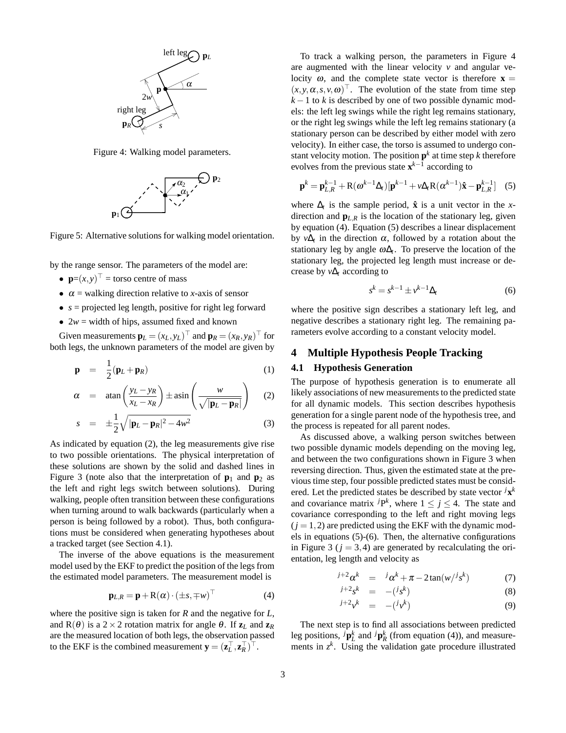Figure 4: Walking model parameters.

Figure 5: Alternative solutions for walking model orientation.

by the range sensor. The parameters of the model are:

- $\mathbf{p}=(x,y)^\top$ = torso centre of mass
- $\alpha$ = walking direction relative to $x$-axis of sensor
- $s$ = projected leg length, positive for right leg forward
- $2w$ = width of hips, assumed fixed and known

Given measurements $\mathbf{p}_L = (x_L, y_L)^\top$ and $\mathbf{p}_R = (x_R, y_R)^\top$ for both legs, the unknown parameters of the model are given by

$$\mathbf{p} = \frac{1}{2}(\mathbf{p}_L + \mathbf{p}_R) \quad (1)$$

$$\alpha = \operatorname{atan}\left(\frac{y_L - y_R}{x_L - x_R}\right) \pm \operatorname{asin}\left(\frac{w}{\sqrt{|\mathbf{p}_L - \mathbf{p}_R|}}\right) \quad (2)$$

$$s = \pm\frac{1}{2}\sqrt{|\mathbf{p}_L - \mathbf{p}_R|^2 - 4w^2} \quad (3)$$

As indicated by equation (2), the leg measurements give rise to two possible orientations. The physical interpretation of these solutions are shown by the solid and dashed lines in Figure 3 (note also that the interpretation of $\mathbf{p}_1$ and $\mathbf{p}_2$ as the left and right legs switch between solutions). During walking, people often transition between these configurations when turning around to walk backwards (particularly when a person is being followed by a robot). Thus, both configurations must be considered when generating hypotheses about a tracked target (see Section 4.1).

The inverse of the above equations is the measurement model used by the EKF to predict the position of the legs from the estimated model parameters. The measurement model is

$$\mathbf{p}_{L,R} = \mathbf{p} + \mathrm{R}(\alpha) \cdot (\pm s, \mp w)^\top \quad (4)$$

where the positive sign is taken for $R$ and the negative for $L$, and $\mathrm{R}(\theta)$ is a $2 \times 2$ rotation matrix for angle $\theta$. If $\mathbf{z}_L$ and $\mathbf{z}_R$ are the measured location of both legs, the observation passed to the EKF is the combined measurement $\mathbf{y} = (\mathbf{z}_L^\top, \mathbf{z}_R^\top)^\top$.

To track a walking person, the parameters in Figure 4 are augmented with the linear velocity $v$ and angular velocity $\omega$, and the complete state vector is therefore $\mathbf{x} = (x, y, \alpha, s, v, \omega)^\top$. The evolution of the state from time step $k-1$ to $k$ is described by one of two possible dynamic models: the left leg swings while the right leg remains stationary, or the right leg swings while the left leg remains stationary (a stationary person can be described by either model with zero velocity). In either case, the torso is assumed to undergo constant velocity motion. The position $\mathbf{p}^k$ at time step $k$ therefore evolves from the previous state $\mathbf{x}^{k-1}$ according to

$$\mathbf{p}^k = \mathbf{p}_{L,R}^{k-1} + \mathrm{R}(\omega^{k-1}\Delta_t)[\mathbf{p}^{k-1} + v\Delta_t \mathrm{R}(\alpha^{k-1})\hat{\mathbf{x}} - \mathbf{p}_{L,R}^{k-1}] \quad (5)$$

where $\Delta_t$ is the sample period, $\hat{\mathbf{x}}$ is a unit vector in the $x$-direction and $\mathbf{p}_{L,R}$ is the location of the stationary leg, given by equation (4). Equation (5) describes a linear displacement by $v\Delta_t$ in the direction $\alpha$, followed by a rotation about the stationary leg by angle $\omega\Delta_t$. To preserve the location of the stationary leg, the projected leg length must increase or decrease by $v\Delta_t$ according to

$$s^k = s^{k-1} \pm v^{k-1}\Delta_t \quad (6)$$

where the positive sign describes a stationary left leg, and negative describes a stationary right leg. The remaining parameters evolve according to a constant velocity model.

# 4 Multiple Hypothesis People Tracking

## 4.1 Hypothesis Generation

The purpose of hypothesis generation is to enumerate all likely associations of new measurements to the predicted state for all dynamic models. This section describes hypothesis generation for a single parent node of the hypothesis tree, and the process is repeated for all parent nodes.

As discussed above, a walking person switches between two possible dynamic models depending on the moving leg, and between the two configurations shown in Figure 3 when reversing direction. Thus, given the estimated state at the previous time step, four possible predicted states must be considered. Let the predicted states be described by state vector ${}^j\mathbf{x}^k$ and covariance matrix ${}^j\mathrm{P}^k$, where $1 \leq j \leq 4$. The state and covariance corresponding to the left and right moving legs ($j = 1, 2$) are predicted using the EKF with the dynamic models in equations (5)-(6). Then, the alternative configurations in Figure 3 ($j = 3, 4$) are generated by recalculating the orientation, leg length and velocity as

$${}^{j+2}\alpha^k = {}^j\alpha^k + \pi - 2\tan(w/{}^js^k) \quad (7)$$

$${}^{j+2}s^k = -({}^js^k) \quad (8)$$

$${}^{j+2}v^k = -({}^jv^k) \quad (9)$$

The next step is to find all associations between predicted leg positions, ${}^j\mathbf{p}_L^k$ and ${}^j\mathbf{p}_R^k$ (from equation (4)), and measurements in $z^k$. Using the validation gate procedure illustrated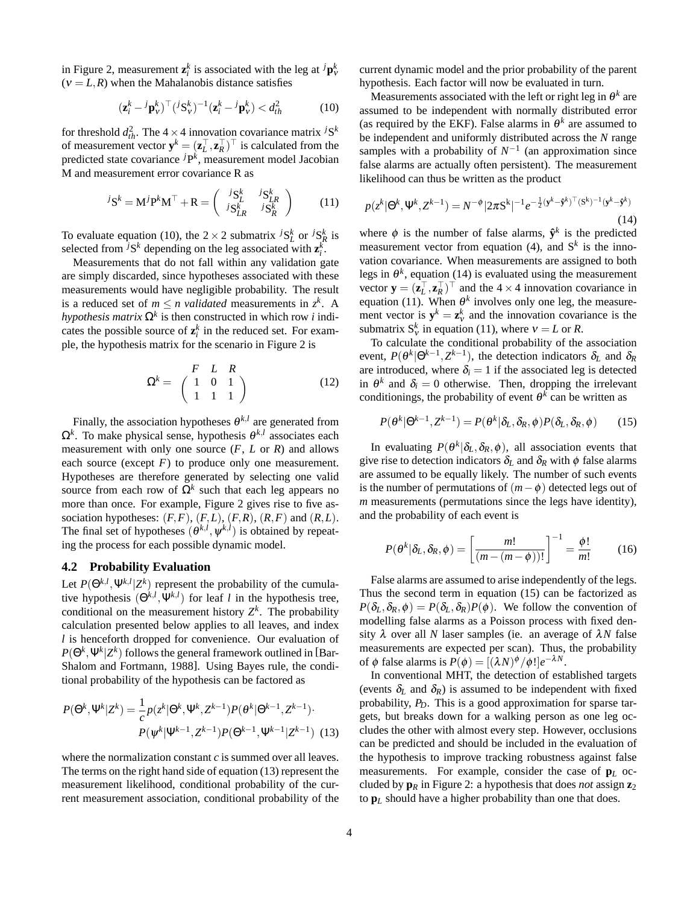in Figure 2, measurement $\mathbf{z}_i^k$ is associated with the leg at ${}^j\mathbf{p}_v^k$ ($v = L, R$) when the Mahalanobis distance satisfies

$$(\mathbf{z}_i^k - {}^j\mathbf{p}_v^k)^\top ({}^j\mathrm{S}_v^k)^{-1} (\mathbf{z}_i^k - {}^j\mathbf{p}_v^k) < d_{th}^2 \tag{10}$$

for threshold $d_{th}^2$. The $4 \times 4$ innovation covariance matrix ${}^j\mathrm{S}^k$ of measurement vector $\mathbf{y}^k = (\mathbf{z}_L^\top, \mathbf{z}_R^\top)^\top$ is calculated from the predicted state covariance ${}^j\mathrm{P}^k$, measurement model Jacobian M and measurement error covariance R as

$${}^j\mathrm{S}^k = \mathrm{M}\,{}^j\mathrm{P}^k \mathrm{M}^\top + \mathrm{R} = \begin{pmatrix} {}^j\mathrm{S}_L^k & {}^j\mathrm{S}_{LR}^k \\ {}^j\mathrm{S}_{LR}^k & {}^j\mathrm{S}_R^k \end{pmatrix} \tag{11}$$

To evaluate equation (10), the $2 \times 2$ submatrix ${}^j\mathrm{S}_L^k$ or ${}^j\mathrm{S}_R^k$ is selected from ${}^j\mathrm{S}^k$ depending on the leg associated with $\mathbf{z}_i^k$.

Measurements that do not fall within any validation gate are simply discarded, since hypotheses associated with these measurements would have negligible probability. The result is a reduced set of $m \leq n$ *validated* measurements in $z^k$. A *hypothesis matrix* $\Omega^k$ is then constructed in which row $i$ indicates the possible source of $\mathbf{z}_i^k$ in the reduced set. For example, the hypothesis matrix for the scenario in Figure 2 is

$$\Omega^k = \begin{array}{c} \begin{matrix} F & L & R \end{matrix} \\ \begin{pmatrix} 1 & 0 & 1 \\ 1 & 1 & 1 \end{pmatrix} \end{array} \tag{12}$$

Finally, the association hypotheses $\theta^{k,l}$ are generated from $\Omega^k$. To make physical sense, hypothesis $\theta^{k,l}$ associates each measurement with only one source ($F$, $L$ or $R$) and allows each source (except $F$) to produce only one measurement. Hypotheses are therefore generated by selecting one valid source from each row of $\Omega^k$ such that each leg appears no more than once. For example, Figure 2 gives rise to five association hypotheses: $(F,F)$, $(F,L)$, $(F,R)$, $(R,F)$ and $(R,L)$. The final set of hypotheses $(\theta^{k,l}, \psi^{k,l})$ is obtained by repeating the process for each possible dynamic model.

### 4.2 Probability Evaluation

Let $P(\Theta^{k,l}, \Psi^{k,l} | Z^k)$ represent the probability of the cumulative hypothesis $(\Theta^{k,l}, \Psi^{k,l})$ for leaf $l$ in the hypothesis tree, conditional on the measurement history $Z^k$. The probability calculation presented below applies to all leaves, and index $l$ is henceforth dropped for convenience. Our evaluation of $P(\Theta^k, \Psi^k | Z^k)$ follows the general framework outlined in [Bar-Shalom and Fortmann, 1988]. Using Bayes rule, the conditional probability of the hypothesis can be factored as

$$\begin{aligned} P(\Theta^k, \Psi^k | Z^k) = \frac{1}{c} p(z^k | \Theta^k, \Psi^k, Z^{k-1}) P(\theta^k | \Theta^{k-1}, Z^{k-1}) \cdot \\ P(\psi^k | \Psi^{k-1}, Z^{k-1}) P(\Theta^{k-1}, \Psi^{k-1} | Z^{k-1}) \end{aligned} \tag{13}$$

where the normalization constant $c$ is summed over all leaves. The terms on the right hand side of equation (13) represent the measurement likelihood, conditional probability of the current measurement association, conditional probability of the current dynamic model and the prior probability of the parent hypothesis. Each factor will now be evaluated in turn.

Measurements associated with the left or right leg in $\theta^k$ are assumed to be independent with normally distributed error (as required by the EKF). False alarms in $\theta^k$ are assumed to be independent and uniformly distributed across the $N$ range samples with a probability of $N^{-1}$ (an approximation since false alarms are actually often persistent). The measurement likelihood can thus be written as the product

$$p(z^k | \Theta^k, \Psi^k, Z^{k-1}) = N^{-\phi} |2\pi \mathrm{S}^k|^{-1} e^{-\frac{1}{2}(\mathbf{y}^k - \hat{\mathbf{y}}^k)^\top (\mathrm{S}^k)^{-1} (\mathbf{y}^k - \hat{\mathbf{y}}^k)} \tag{14}$$

where $\phi$ is the number of false alarms, $\hat{\mathbf{y}}^k$ is the predicted measurement vector from equation (4), and $\mathrm{S}^k$ is the innovation covariance. When measurements are assigned to both legs in $\theta^k$, equation (14) is evaluated using the measurement vector $\mathbf{y} = (\mathbf{z}_L^\top, \mathbf{z}_R^\top)^\top$ and the $4 \times 4$ innovation covariance in equation (11). When $\theta^k$ involves only one leg, the measurement vector is $\mathbf{y}^k = \mathbf{z}_v^k$ and the innovation covariance is the submatrix $\mathrm{S}_v^k$ in equation (11), where $v = L$ or $R$.

To calculate the conditional probability of the association event, $P(\theta^k | \Theta^{k-1}, Z^{k-1})$, the detection indicators $\delta_L$ and $\delta_R$ are introduced, where $\delta_i = 1$ if the associated leg is detected in $\theta^k$ and $\delta_i = 0$ otherwise. Then, dropping the irrelevant conditionings, the probability of event $\theta^k$ can be written as

$$P(\theta^k | \Theta^{k-1}, Z^{k-1}) = P(\theta^k | \delta_L, \delta_R, \phi) P(\delta_L, \delta_R, \phi) \tag{15}$$

In evaluating $P(\theta^k | \delta_L, \delta_R, \phi)$, all association events that give rise to detection indicators $\delta_L$ and $\delta_R$ with $\phi$ false alarms are assumed to be equally likely. The number of such events is the number of permutations of $(m - \phi)$ detected legs out of $m$ measurements (permutations since the legs have identity), and the probability of each event is

$$P(\theta^k | \delta_L, \delta_R, \phi) = \left[ \frac{m!}{(m - (m - \phi))!} \right]^{-1} = \frac{\phi!}{m!} \tag{16}$$

False alarms are assumed to arise independently of the legs. Thus the second term in equation (15) can be factorized as $P(\delta_L, \delta_R, \phi) = P(\delta_L, \delta_R) P(\phi)$. We follow the convention of modelling false alarms as a Poisson process with fixed density $\lambda$ over all $N$ laser samples (ie. an average of $\lambda N$ false measurements are expected per scan). Thus, the probability of $\phi$ false alarms is $P(\phi) = [(\lambda N)^\phi / \phi!] e^{-\lambda N}$.

In conventional MHT, the detection of established targets (events $\delta_L$ and $\delta_R$) is assumed to be independent with fixed probability, $P_D$. This is a good approximation for sparse targets, but breaks down for a walking person as one leg occludes the other with almost every step. However, occlusions can be predicted and should be included in the evaluation of the hypothesis to improve tracking robustness against false measurements. For example, consider the case of $\mathbf{p}_L$ occluded by $\mathbf{p}_R$ in Figure 2: a hypothesis that does *not* assign $\mathbf{z}_2$ to $\mathbf{p}_L$ should have a higher probability than one that does.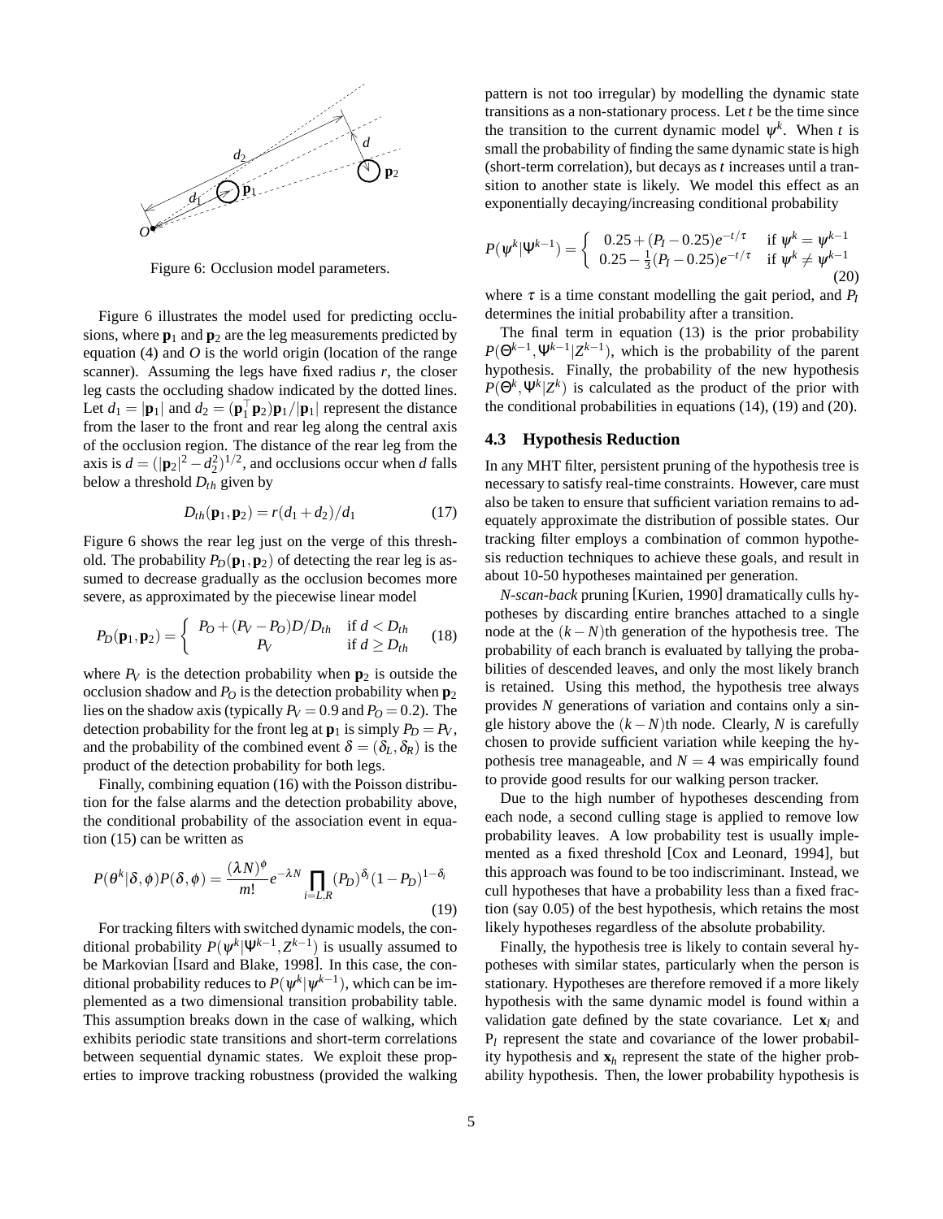Figure 6: Occlusion model parameters.

Figure 6 illustrates the model used for predicting occlusions, where $\mathbf{p}_1$ and $\mathbf{p}_2$ are the leg measurements predicted by equation (4) and $O$ is the world origin (location of the range scanner). Assuming the legs have fixed radius $r$, the closer leg casts the occluding shadow indicated by the dotted lines. Let $d_1 = |\mathbf{p}_1|$ and $d_2 = (\mathbf{p}_1^\top \mathbf{p}_2)\mathbf{p}_1/|\mathbf{p}_1|$ represent the distance from the laser to the front and rear leg along the central axis of the occlusion region. The distance of the rear leg from the axis is $d = (|\mathbf{p}_2|^2 - d_2^2)^{1/2}$, and occlusions occur when $d$ falls below a threshold $D_{th}$ given by

$$D_{th}(\mathbf{p}_1, \mathbf{p}_2) = r(d_1 + d_2)/d_1 \tag{17}$$

Figure 6 shows the rear leg just on the verge of this threshold. The probability $P_D(\mathbf{p}_1, \mathbf{p}_2)$ of detecting the rear leg is assumed to decrease gradually as the occlusion becomes more severe, as approximated by the piecewise linear model

$$P_D(\mathbf{p}_1, \mathbf{p}_2) = \begin{cases} P_O + (P_V - P_O)D/D_{th} & \text{if } d < D_{th} \\ P_V & \text{if } d \geq D_{th} \end{cases} \tag{18}$$

where $P_V$ is the detection probability when $\mathbf{p}_2$ is outside the occlusion shadow and $P_O$ is the detection probability when $\mathbf{p}_2$ lies on the shadow axis (typically $P_V = 0.9$ and $P_O = 0.2$). The detection probability for the front leg at $\mathbf{p}_1$ is simply $P_D = P_V$, and the probability of the combined event $\delta = (\delta_L, \delta_R)$ is the product of the detection probability for both legs.

Finally, combining equation (16) with the Poisson distribution for the false alarms and the detection probability above, the conditional probability of the association event in equation (15) can be written as

$$P(\theta^k|\delta,\phi)P(\delta,\phi) = \frac{(\lambda N)^\phi}{m!} e^{-\lambda N} \prod_{i=L,R} (P_D)^{\delta_i}(1-P_D)^{1-\delta_i} \tag{19}$$

For tracking filters with switched dynamic models, the conditional probability $P(\psi^k|\Psi^{k-1}, Z^{k-1})$ is usually assumed to be Markovian [Isard and Blake, 1998]. In this case, the conditional probability reduces to $P(\psi^k|\psi^{k-1})$, which can be implemented as a two dimensional transition probability table. This assumption breaks down in the case of walking, which exhibits periodic state transitions and short-term correlations between sequential dynamic states. We exploit these properties to improve tracking robustness (provided the walking pattern is not too irregular) by modelling the dynamic state transitions as a non-stationary process. Let $t$ be the time since the transition to the current dynamic model $\psi^k$. When $t$ is small the probability of finding the same dynamic state is high (short-term correlation), but decays as $t$ increases until a transition to another state is likely. We model this effect as an exponentially decaying/increasing conditional probability

$$P(\psi^k|\Psi^{k-1}) = \begin{cases} 0.25 + (P_I - 0.25)e^{-t/\tau} & \text{if } \psi^k = \psi^{k-1} \\ 0.25 - \frac{1}{3}(P_I - 0.25)e^{-t/\tau} & \text{if } \psi^k \neq \psi^{k-1} \end{cases} \tag{20}$$

where $\tau$ is a time constant modelling the gait period, and $P_I$ determines the initial probability after a transition.

The final term in equation (13) is the prior probability $P(\Theta^{k-1}, \Psi^{k-1}|Z^{k-1})$, which is the probability of the parent hypothesis. Finally, the probability of the new hypothesis $P(\Theta^k, \Psi^k|Z^k)$ is calculated as the product of the prior with the conditional probabilities in equations (14), (19) and (20).

### 4.3 Hypothesis Reduction

In any MHT filter, persistent pruning of the hypothesis tree is necessary to satisfy real-time constraints. However, care must also be taken to ensure that sufficient variation remains to adequately approximate the distribution of possible states. Our tracking filter employs a combination of common hypothesis reduction techniques to achieve these goals, and result in about 10-50 hypotheses maintained per generation.

*N-scan-back* pruning [Kurien, 1990] dramatically culls hypotheses by discarding entire branches attached to a single node at the $(k-N)$th generation of the hypothesis tree. The probability of each branch is evaluated by tallying the probabilities of descended leaves, and only the most likely branch is retained. Using this method, the hypothesis tree always provides $N$ generations of variation and contains only a single history above the $(k-N)$th node. Clearly, $N$ is carefully chosen to provide sufficient variation while keeping the hypothesis tree manageable, and $N = 4$ was empirically found to provide good results for our walking person tracker.

Due to the high number of hypotheses descending from each node, a second culling stage is applied to remove low probability leaves. A low probability test is usually implemented as a fixed threshold [Cox and Leonard, 1994], but this approach was found to be too indiscriminant. Instead, we cull hypotheses that have a probability less than a fixed fraction (say 0.05) of the best hypothesis, which retains the most likely hypotheses regardless of the absolute probability.

Finally, the hypothesis tree is likely to contain several hypotheses with similar states, particularly when the person is stationary. Hypotheses are therefore removed if a more likely hypothesis with the same dynamic model is found within a validation gate defined by the state covariance. Let $\mathbf{x}_l$ and $\text{P}_l$ represent the state and covariance of the lower probability hypothesis and $\mathbf{x}_h$ represent the state of the higher probability hypothesis. Then, the lower probability hypothesis is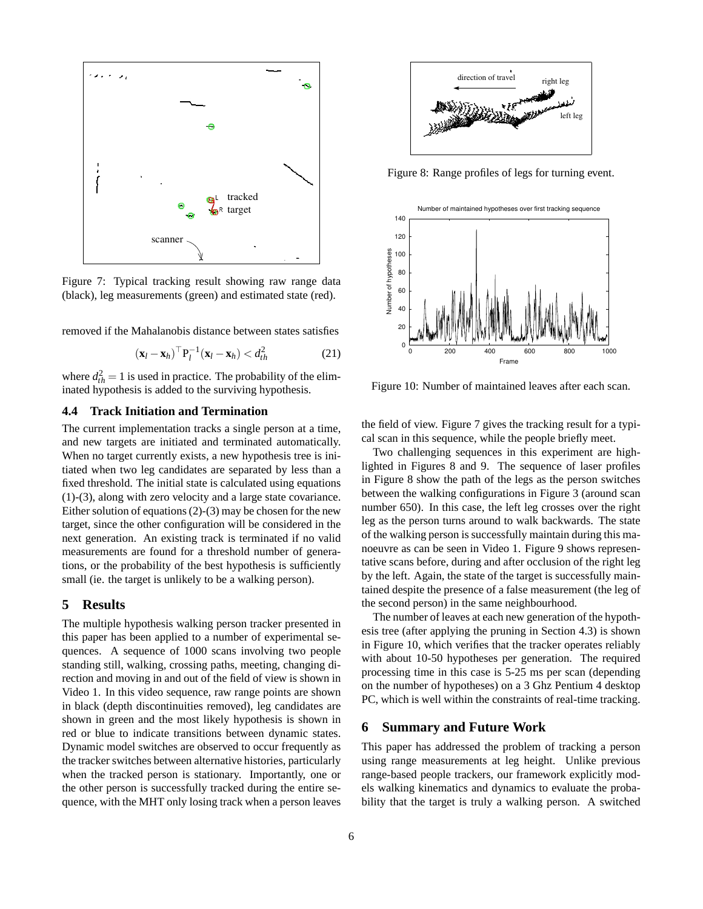Figure 7: Typical tracking result showing raw range data (black), leg measurements (green) and estimated state (red).

removed if the Mahalanobis distance between states satisfies

$$(\mathbf{x}_l - \mathbf{x}_h)^\top \mathrm{P}_l^{-1}(\mathbf{x}_l - \mathbf{x}_h) < d_{th}^2 \tag{21}$$

where $d_{th}^2 = 1$ is used in practice. The probability of the eliminated hypothesis is added to the surviving hypothesis.

### 4.4 Track Initiation and Termination

The current implementation tracks a single person at a time, and new targets are initiated and terminated automatically. When no target currently exists, a new hypothesis tree is initiated when two leg candidates are separated by less than a fixed threshold. The initial state is calculated using equations (1)-(3), along with zero velocity and a large state covariance. Either solution of equations (2)-(3) may be chosen for the new target, since the other configuration will be considered in the next generation. An existing track is terminated if no valid measurements are found for a threshold number of generations, or the probability of the best hypothesis is sufficiently small (ie. the target is unlikely to be a walking person).

## 5 Results

The multiple hypothesis walking person tracker presented in this paper has been applied to a number of experimental sequences. A sequence of 1000 scans involving two people standing still, walking, crossing paths, meeting, changing direction and moving in and out of the field of view is shown in Video 1. In this video sequence, raw range points are shown in black (depth discontinuities removed), leg candidates are shown in green and the most likely hypothesis is shown in red or blue to indicate transitions between dynamic states. Dynamic model switches are observed to occur frequently as the tracker switches between alternative histories, particularly when the tracked person is stationary. Importantly, one or the other person is successfully tracked during the entire sequence, with the MHT only losing track when a person leaves the field of view. Figure 7 gives the tracking result for a typical scan in this sequence, while the people briefly meet.

Figure 8: Range profiles of legs for turning event.

Figure 10: Number of maintained leaves after each scan.

Two challenging sequences in this experiment are highlighted in Figures 8 and 9. The sequence of laser profiles in Figure 8 show the path of the legs as the person switches between the walking configurations in Figure 3 (around scan number 650). In this case, the left leg crosses over the right leg as the person turns around to walk backwards. The state of the walking person is successfully maintain during this manoeuvre as can be seen in Video 1. Figure 9 shows representative scans before, during and after occlusion of the right leg by the left. Again, the state of the target is successfully maintained despite the presence of a false measurement (the leg of the second person) in the same neighbourhood.

The number of leaves at each new generation of the hypothesis tree (after applying the pruning in Section 4.3) is shown in Figure 10, which verifies that the tracker operates reliably with about 10-50 hypotheses per generation. The required processing time in this case is 5-25 ms per scan (depending on the number of hypotheses) on a 3 Ghz Pentium 4 desktop PC, which is well within the constraints of real-time tracking.

## 6 Summary and Future Work

This paper has addressed the problem of tracking a person using range measurements at leg height. Unlike previous range-based people trackers, our framework explicitly models walking kinematics and dynamics to evaluate the probability that the target is truly a walking person. A switched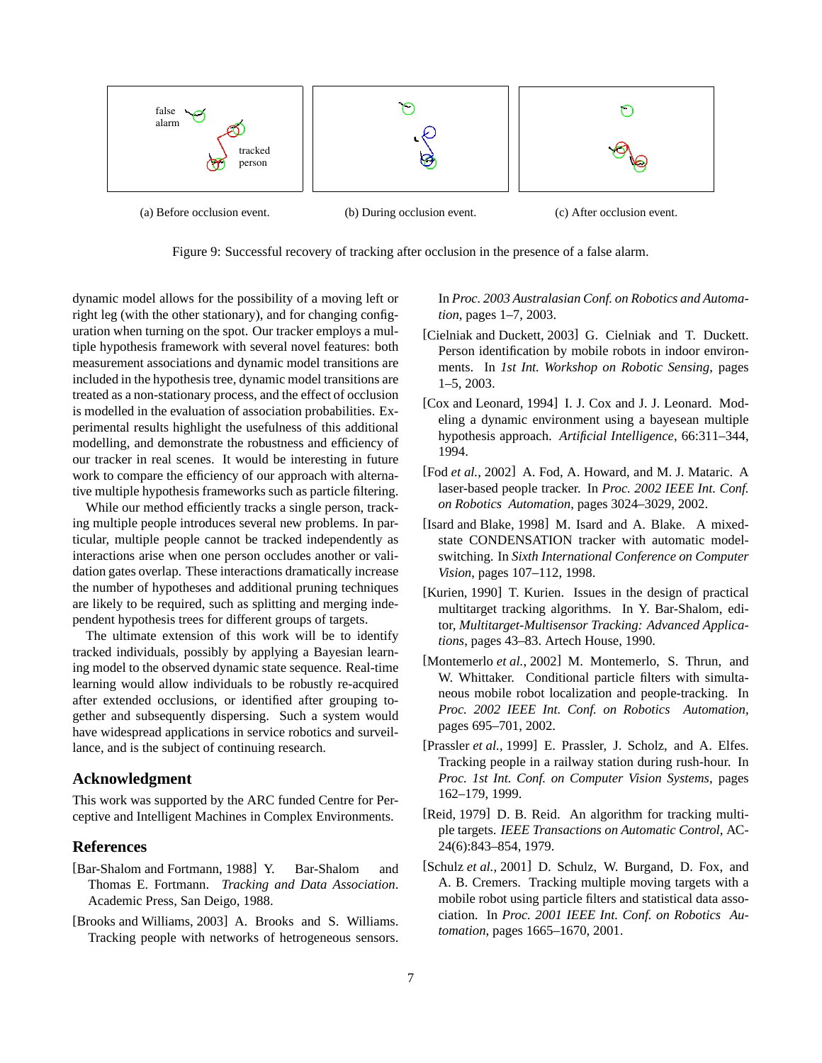false alarm

tracked person

(a) Before occlusion event.

(b) During occlusion event.

(c) After occlusion event.

Figure 9: Successful recovery of tracking after occlusion in the presence of a false alarm.

dynamic model allows for the possibility of a moving left or right leg (with the other stationary), and for changing configuration when turning on the spot. Our tracker employs a multiple hypothesis framework with several novel features: both measurement associations and dynamic model transitions are included in the hypothesis tree, dynamic model transitions are treated as a non-stationary process, and the effect of occlusion is modelled in the evaluation of association probabilities. Experimental results highlight the usefulness of this additional modelling, and demonstrate the robustness and efficiency of our tracker in real scenes. It would be interesting in future work to compare the efficiency of our approach with alternative multiple hypothesis frameworks such as particle filtering.

While our method efficiently tracks a single person, tracking multiple people introduces several new problems. In particular, multiple people cannot be tracked independently as interactions arise when one person occludes another or validation gates overlap. These interactions dramatically increase the number of hypotheses and additional pruning techniques are likely to be required, such as splitting and merging independent hypothesis trees for different groups of targets.

The ultimate extension of this work will be to identify tracked individuals, possibly by applying a Bayesian learning model to the observed dynamic state sequence. Real-time learning would allow individuals to be robustly re-acquired after extended occlusions, or identified after grouping together and subsequently dispersing. Such a system would have widespread applications in service robotics and surveillance, and is the subject of continuing research.

## Acknowledgment

This work was supported by the ARC funded Centre for Perceptive and Intelligent Machines in Complex Environments.

## References

[Bar-Shalom and Fortmann, 1988] Y. Bar-Shalom and Thomas E. Fortmann. *Tracking and Data Association*. Academic Press, San Deigo, 1988.

[Brooks and Williams, 2003] A. Brooks and S. Williams. Tracking people with networks of hetrogeneous sensors. In *Proc. 2003 Australasian Conf. on Robotics and Automation*, pages 1–7, 2003.

[Cielniak and Duckett, 2003] G. Cielniak and T. Duckett. Person identification by mobile robots in indoor environments. In *1st Int. Workshop on Robotic Sensing*, pages 1–5, 2003.

[Cox and Leonard, 1994] I. J. Cox and J. J. Leonard. Modeling a dynamic environment using a bayesean multiple hypothesis approach. *Artificial Intelligence*, 66:311–344, 1994.

[Fod *et al.*, 2002] A. Fod, A. Howard, and M. J. Mataric. A laser-based people tracker. In *Proc. 2002 IEEE Int. Conf. on Robotics Automation*, pages 3024–3029, 2002.

[Isard and Blake, 1998] M. Isard and A. Blake. A mixed-state CONDENSATION tracker with automatic model-switching. In *Sixth International Conference on Computer Vision*, pages 107–112, 1998.

[Kurien, 1990] T. Kurien. Issues in the design of practical multitarget tracking algorithms. In Y. Bar-Shalom, editor, *Multitarget-Multisensor Tracking: Advanced Applications*, pages 43–83. Artech House, 1990.

[Montemerlo *et al.*, 2002] M. Montemerlo, S. Thrun, and W. Whittaker. Conditional particle filters with simultaneous mobile robot localization and people-tracking. In *Proc. 2002 IEEE Int. Conf. on Robotics Automation*, pages 695–701, 2002.

[Prassler *et al.*, 1999] E. Prassler, J. Scholz, and A. Elfes. Tracking people in a railway station during rush-hour. In *Proc. 1st Int. Conf. on Computer Vision Systems*, pages 162–179, 1999.

[Reid, 1979] D. B. Reid. An algorithm for tracking multiple targets. *IEEE Transactions on Automatic Control*, AC-24(6):843–854, 1979.

[Schulz *et al.*, 2001] D. Schulz, W. Burgand, D. Fox, and A. B. Cremers. Tracking multiple moving targets with a mobile robot using particle filters and statistical data association. In *Proc. 2001 IEEE Int. Conf. on Robotics Automation*, pages 1665–1670, 2001.